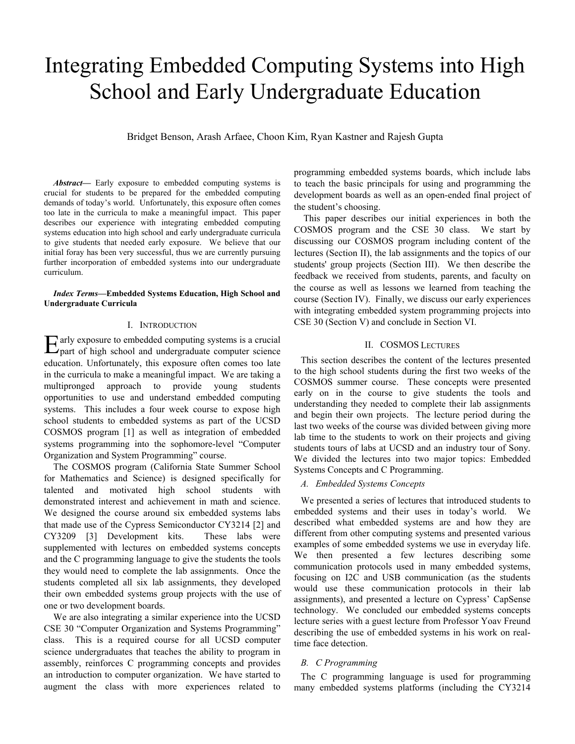# Integrating Embedded Computing Systems into High School and Early Undergraduate Education

Bridget Benson, Arash Arfaee, Choon Kim, Ryan Kastner and Rajesh Gupta

***Abstract*—** Early exposure to embedded computing systems is crucial for students to be prepared for the embedded computing demands of today's world. Unfortunately, this exposure often comes too late in the curricula to make a meaningful impact. This paper describes our experience with integrating embedded computing systems education into high school and early undergraduate curricula to give students that needed early exposure. We believe that our initial foray has been very successful, thus we are currently pursuing further incorporation of embedded systems into our undergraduate curriculum.

***Index Terms*—Embedded Systems Education, High School and Undergraduate Curricula**

## I. Introduction

Early exposure to embedded computing systems is a crucial part of high school and undergraduate computer science education. Unfortunately, this exposure often comes too late in the curricula to make a meaningful impact. We are taking a multipronged approach to provide young students opportunities to use and understand embedded computing systems. This includes a four week course to expose high school students to embedded systems as part of the UCSD COSMOS program [1] as well as integration of embedded systems programming into the sophomore-level "Computer Organization and System Programming" course.

The COSMOS program (California State Summer School for Mathematics and Science) is designed specifically for talented and motivated high school students with demonstrated interest and achievement in math and science. We designed the course around six embedded systems labs that made use of the Cypress Semiconductor CY3214 [2] and CY3209 [3] Development kits. These labs were supplemented with lectures on embedded systems concepts and the C programming language to give the students the tools they would need to complete the lab assignments. Once the students completed all six lab assignments, they developed their own embedded systems group projects with the use of one or two development boards.

We are also integrating a similar experience into the UCSD CSE 30 "Computer Organization and Systems Programming" class. This is a required course for all UCSD computer science undergraduates that teaches the ability to program in assembly, reinforces C programming concepts and provides an introduction to computer organization. We have started to augment the class with more experiences related to programming embedded systems boards, which include labs to teach the basic principals for using and programming the development boards as well as an open-ended final project of the student's choosing.

This paper describes our initial experiences in both the COSMOS program and the CSE 30 class. We start by discussing our COSMOS program including content of the lectures (Section II), the lab assignments and the topics of our students' group projects (Section III). We then describe the feedback we received from students, parents, and faculty on the course as well as lessons we learned from teaching the course (Section IV). Finally, we discuss our early experiences with integrating embedded system programming projects into CSE 30 (Section V) and conclude in Section VI.

## II. COSMOS Lectures

This section describes the content of the lectures presented to the high school students during the first two weeks of the COSMOS summer course. These concepts were presented early on in the course to give students the tools and understanding they needed to complete their lab assignments and begin their own projects. The lecture period during the last two weeks of the course was divided between giving more lab time to the students to work on their projects and giving students tours of labs at UCSD and an industry tour of Sony. We divided the lectures into two major topics: Embedded Systems Concepts and C Programming.

### *A. Embedded Systems Concepts*

We presented a series of lectures that introduced students to embedded systems and their uses in today's world. We described what embedded systems are and how they are different from other computing systems and presented various examples of some embedded systems we use in everyday life. We then presented a few lectures describing some communication protocols used in many embedded systems, focusing on I2C and USB communication (as the students would use these communication protocols in their lab assignments), and presented a lecture on Cypress' CapSense technology. We concluded our embedded systems concepts lecture series with a guest lecture from Professor Yoav Freund describing the use of embedded systems in his work on real-time face detection.

### *B. C Programming*

The C programming language is used for programming many embedded systems platforms (including the CY3214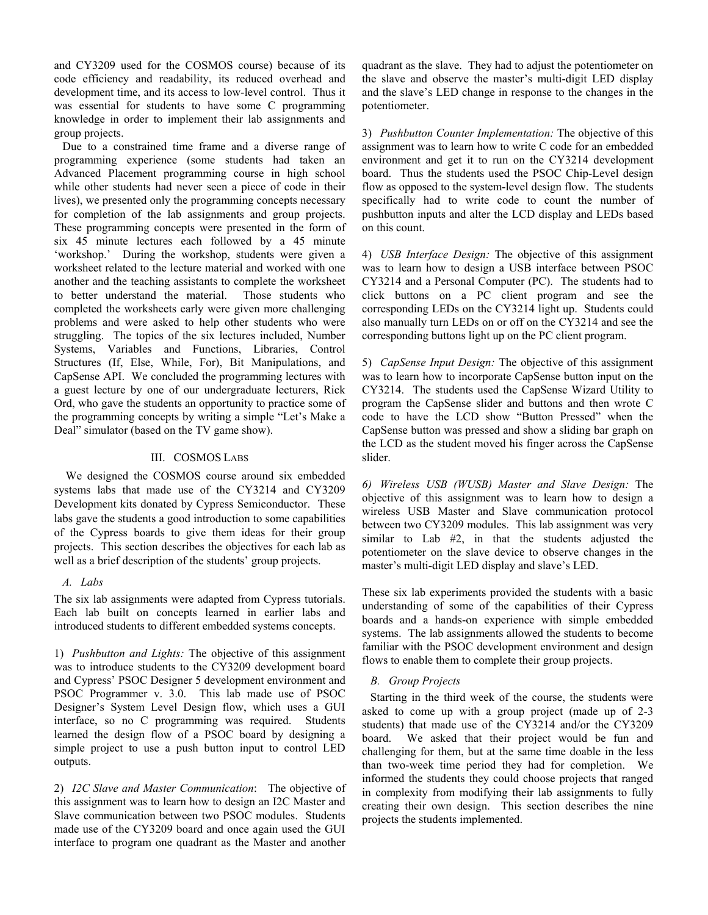and CY3209 used for the COSMOS course) because of its code efficiency and readability, its reduced overhead and development time, and its access to low-level control. Thus it was essential for students to have some C programming knowledge in order to implement their lab assignments and group projects.

Due to a constrained time frame and a diverse range of programming experience (some students had taken an Advanced Placement programming course in high school while other students had never seen a piece of code in their lives), we presented only the programming concepts necessary for completion of the lab assignments and group projects. These programming concepts were presented in the form of six 45 minute lectures each followed by a 45 minute 'workshop.' During the workshop, students were given a worksheet related to the lecture material and worked with one another and the teaching assistants to complete the worksheet to better understand the material. Those students who completed the worksheets early were given more challenging problems and were asked to help other students who were struggling. The topics of the six lectures included, Number Systems, Variables and Functions, Libraries, Control Structures (If, Else, While, For), Bit Manipulations, and CapSense API. We concluded the programming lectures with a guest lecture by one of our undergraduate lecturers, Rick Ord, who gave the students an opportunity to practice some of the programming concepts by writing a simple "Let's Make a Deal" simulator (based on the TV game show).

## III. COSMOS Labs

We designed the COSMOS course around six embedded systems labs that made use of the CY3214 and CY3209 Development kits donated by Cypress Semiconductor. These labs gave the students a good introduction to some capabilities of the Cypress boards to give them ideas for their group projects. This section describes the objectives for each lab as well as a brief description of the students' group projects.

### A. Labs

The six lab assignments were adapted from Cypress tutorials. Each lab built on concepts learned in earlier labs and introduced students to different embedded systems concepts.

1) *Pushbutton and Lights:* The objective of this assignment was to introduce students to the CY3209 development board and Cypress' PSOC Designer 5 development environment and PSOC Programmer v. 3.0. This lab made use of PSOC Designer's System Level Design flow, which uses a GUI interface, so no C programming was required. Students learned the design flow of a PSOC board by designing a simple project to use a push button input to control LED outputs.

2) *I2C Slave and Master Communication*: The objective of this assignment was to learn how to design an I2C Master and Slave communication between two PSOC modules. Students made use of the CY3209 board and once again used the GUI interface to program one quadrant as the Master and another quadrant as the slave. They had to adjust the potentiometer on the slave and observe the master's multi-digit LED display and the slave's LED change in response to the changes in the potentiometer.

3) *Pushbutton Counter Implementation:* The objective of this assignment was to learn how to write C code for an embedded environment and get it to run on the CY3214 development board. Thus the students used the PSOC Chip-Level design flow as opposed to the system-level design flow. The students specifically had to write code to count the number of pushbutton inputs and alter the LCD display and LEDs based on this count.

4) *USB Interface Design:* The objective of this assignment was to learn how to design a USB interface between PSOC CY3214 and a Personal Computer (PC). The students had to click buttons on a PC client program and see the corresponding LEDs on the CY3214 light up. Students could also manually turn LEDs on or off on the CY3214 and see the corresponding buttons light up on the PC client program.

5) *CapSense Input Design:* The objective of this assignment was to learn how to incorporate CapSense button input on the CY3214. The students used the CapSense Wizard Utility to program the CapSense slider and buttons and then wrote C code to have the LCD show "Button Pressed" when the CapSense button was pressed and show a sliding bar graph on the LCD as the student moved his finger across the CapSense slider.

*6) Wireless USB (WUSB) Master and Slave Design:* The objective of this assignment was to learn how to design a wireless USB Master and Slave communication protocol between two CY3209 modules. This lab assignment was very similar to Lab #2, in that the students adjusted the potentiometer on the slave device to observe changes in the master's multi-digit LED display and slave's LED.

These six lab experiments provided the students with a basic understanding of some of the capabilities of their Cypress boards and a hands-on experience with simple embedded systems. The lab assignments allowed the students to become familiar with the PSOC development environment and design flows to enable them to complete their group projects.

### B. Group Projects

Starting in the third week of the course, the students were asked to come up with a group project (made up of 2-3 students) that made use of the CY3214 and/or the CY3209 board. We asked that their project would be fun and challenging for them, but at the same time doable in the less than two-week time period they had for completion. We informed the students they could choose projects that ranged in complexity from modifying their lab assignments to fully creating their own design. This section describes the nine projects the students implemented.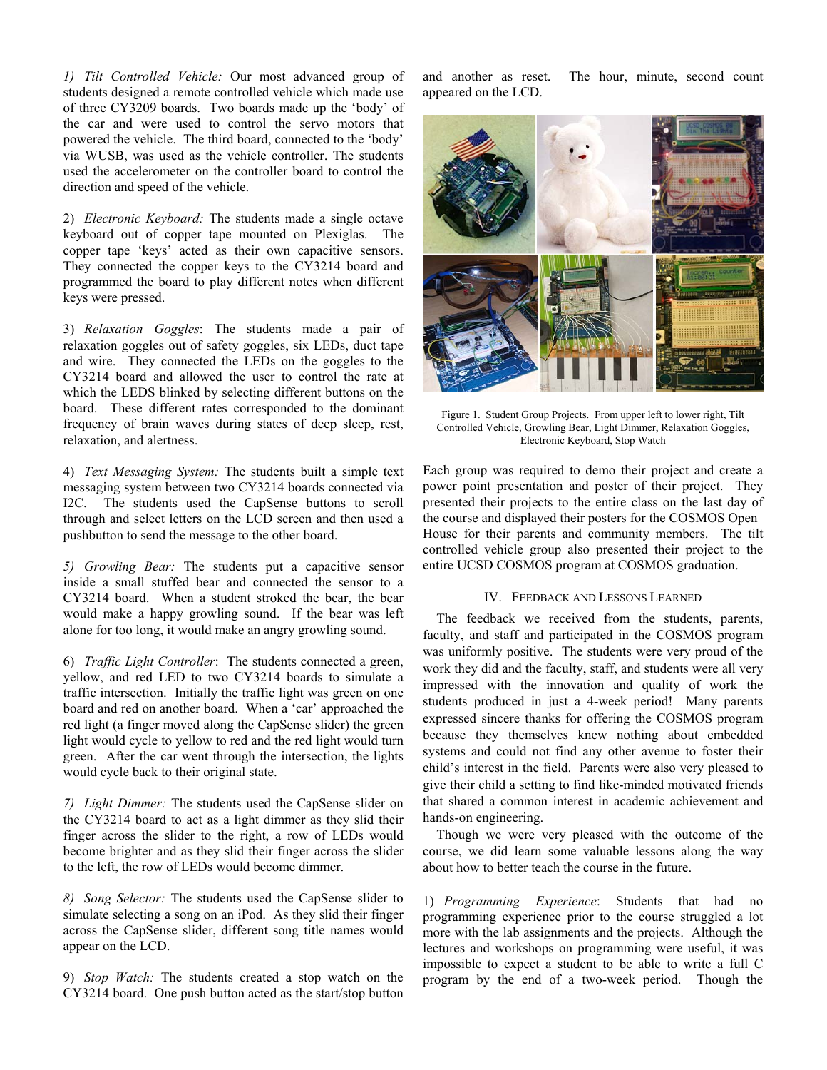*1) Tilt Controlled Vehicle:* Our most advanced group of students designed a remote controlled vehicle which made use of three CY3209 boards. Two boards made up the 'body' of the car and were used to control the servo motors that powered the vehicle. The third board, connected to the 'body' via WUSB, was used as the vehicle controller. The students used the accelerometer on the controller board to control the direction and speed of the vehicle.

2) *Electronic Keyboard:* The students made a single octave keyboard out of copper tape mounted on Plexiglas. The copper tape 'keys' acted as their own capacitive sensors. They connected the copper keys to the CY3214 board and programmed the board to play different notes when different keys were pressed.

3) *Relaxation Goggles*: The students made a pair of relaxation goggles out of safety goggles, six LEDs, duct tape and wire. They connected the LEDs on the goggles to the CY3214 board and allowed the user to control the rate at which the LEDS blinked by selecting different buttons on the board. These different rates corresponded to the dominant frequency of brain waves during states of deep sleep, rest, relaxation, and alertness.

4) *Text Messaging System:* The students built a simple text messaging system between two CY3214 boards connected via I2C. The students used the CapSense buttons to scroll through and select letters on the LCD screen and then used a pushbutton to send the message to the other board.

*5) Growling Bear:* The students put a capacitive sensor inside a small stuffed bear and connected the sensor to a CY3214 board. When a student stroked the bear, the bear would make a happy growling sound. If the bear was left alone for too long, it would make an angry growling sound.

6) *Traffic Light Controller*: The students connected a green, yellow, and red LED to two CY3214 boards to simulate a traffic intersection. Initially the traffic light was green on one board and red on another board. When a 'car' approached the red light (a finger moved along the CapSense slider) the green light would cycle to yellow to red and the red light would turn green. After the car went through the intersection, the lights would cycle back to their original state.

*7) Light Dimmer:* The students used the CapSense slider on the CY3214 board to act as a light dimmer as they slid their finger across the slider to the right, a row of LEDs would become brighter and as they slid their finger across the slider to the left, the row of LEDs would become dimmer.

*8) Song Selector:* The students used the CapSense slider to simulate selecting a song on an iPod. As they slid their finger across the CapSense slider, different song title names would appear on the LCD.

9) *Stop Watch:* The students created a stop watch on the CY3214 board. One push button acted as the start/stop button and another as reset. The hour, minute, second count appeared on the LCD.

Figure 1. Student Group Projects. From upper left to lower right, Tilt Controlled Vehicle, Growling Bear, Light Dimmer, Relaxation Goggles, Electronic Keyboard, Stop Watch

Each group was required to demo their project and create a power point presentation and poster of their project. They presented their projects to the entire class on the last day of the course and displayed their posters for the COSMOS Open House for their parents and community members. The tilt controlled vehicle group also presented their project to the entire UCSD COSMOS program at COSMOS graduation.

## IV. Feedback and Lessons Learned

The feedback we received from the students, parents, faculty, and staff and participated in the COSMOS program was uniformly positive. The students were very proud of the work they did and the faculty, staff, and students were all very impressed with the innovation and quality of work the students produced in just a 4-week period! Many parents expressed sincere thanks for offering the COSMOS program because they themselves knew nothing about embedded systems and could not find any other avenue to foster their child's interest in the field. Parents were also very pleased to give their child a setting to find like-minded motivated friends that shared a common interest in academic achievement and hands-on engineering.

Though we were very pleased with the outcome of the course, we did learn some valuable lessons along the way about how to better teach the course in the future.

1) *Programming Experience*: Students that had no programming experience prior to the course struggled a lot more with the lab assignments and the projects. Although the lectures and workshops on programming were useful, it was impossible to expect a student to be able to write a full C program by the end of a two-week period. Though the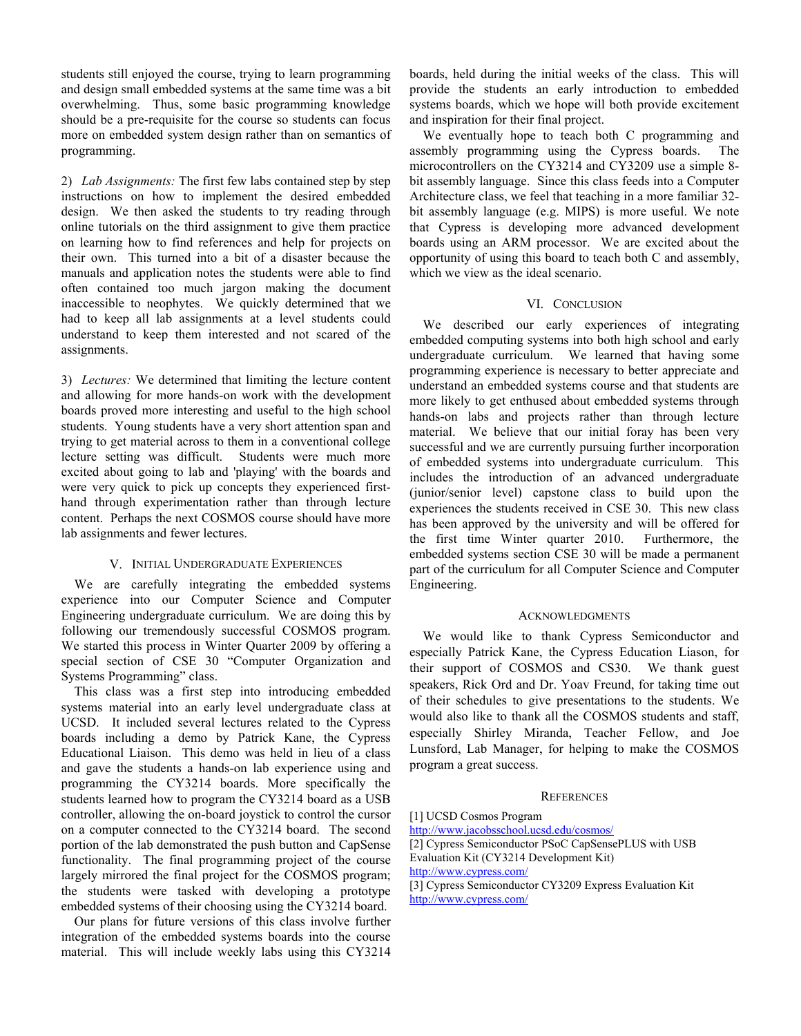students still enjoyed the course, trying to learn programming and design small embedded systems at the same time was a bit overwhelming. Thus, some basic programming knowledge should be a pre-requisite for the course so students can focus more on embedded system design rather than on semantics of programming.

2) *Lab Assignments:* The first few labs contained step by step instructions on how to implement the desired embedded design. We then asked the students to try reading through online tutorials on the third assignment to give them practice on learning how to find references and help for projects on their own. This turned into a bit of a disaster because the manuals and application notes the students were able to find often contained too much jargon making the document inaccessible to neophytes. We quickly determined that we had to keep all lab assignments at a level students could understand to keep them interested and not scared of the assignments.

3) *Lectures:* We determined that limiting the lecture content and allowing for more hands-on work with the development boards proved more interesting and useful to the high school students. Young students have a very short attention span and trying to get material across to them in a conventional college lecture setting was difficult. Students were much more excited about going to lab and 'playing' with the boards and were very quick to pick up concepts they experienced first-hand through experimentation rather than through lecture content. Perhaps the next COSMOS course should have more lab assignments and fewer lectures.

## V. Initial Undergraduate Experiences

We are carefully integrating the embedded systems experience into our Computer Science and Computer Engineering undergraduate curriculum. We are doing this by following our tremendously successful COSMOS program. We started this process in Winter Quarter 2009 by offering a special section of CSE 30 "Computer Organization and Systems Programming" class.

This class was a first step into introducing embedded systems material into an early level undergraduate class at UCSD. It included several lectures related to the Cypress boards including a demo by Patrick Kane, the Cypress Educational Liaison. This demo was held in lieu of a class and gave the students a hands-on lab experience using and programming the CY3214 boards. More specifically the students learned how to program the CY3214 board as a USB controller, allowing the on-board joystick to control the cursor on a computer connected to the CY3214 board. The second portion of the lab demonstrated the push button and CapSense functionality. The final programming project of the course largely mirrored the final project for the COSMOS program; the students were tasked with developing a prototype embedded systems of their choosing using the CY3214 board.

Our plans for future versions of this class involve further integration of the embedded systems boards into the course material. This will include weekly labs using this CY3214 boards, held during the initial weeks of the class. This will provide the students an early introduction to embedded systems boards, which we hope will both provide excitement and inspiration for their final project.

We eventually hope to teach both C programming and assembly programming using the Cypress boards. The microcontrollers on the CY3214 and CY3209 use a simple 8-bit assembly language. Since this class feeds into a Computer Architecture class, we feel that teaching in a more familiar 32-bit assembly language (e.g. MIPS) is more useful. We note that Cypress is developing more advanced development boards using an ARM processor. We are excited about the opportunity of using this board to teach both C and assembly, which we view as the ideal scenario.

## VI. Conclusion

We described our early experiences of integrating embedded computing systems into both high school and early undergraduate curriculum. We learned that having some programming experience is necessary to better appreciate and understand an embedded systems course and that students are more likely to get enthused about embedded systems through hands-on labs and projects rather than through lecture material. We believe that our initial foray has been very successful and we are currently pursuing further incorporation of embedded systems into undergraduate curriculum. This includes the introduction of an advanced undergraduate (junior/senior level) capstone class to build upon the experiences the students received in CSE 30. This new class has been approved by the university and will be offered for the first time Winter quarter 2010. Furthermore, the embedded systems section CSE 30 will be made a permanent part of the curriculum for all Computer Science and Computer Engineering.

## Acknowledgments

We would like to thank Cypress Semiconductor and especially Patrick Kane, the Cypress Education Liason, for their support of COSMOS and CS30. We thank guest speakers, Rick Ord and Dr. Yoav Freund, for taking time out of their schedules to give presentations to the students. We would also like to thank all the COSMOS students and staff, especially Shirley Miranda, Teacher Fellow, and Joe Lunsford, Lab Manager, for helping to make the COSMOS program a great success.

## References

[1] UCSD Cosmos Program
http://www.jacobsschool.ucsd.edu/cosmos/

[2] Cypress Semiconductor PSoC CapSensePLUS with USB Evaluation Kit (CY3214 Development Kit)
http://www.cypress.com/

[3] Cypress Semiconductor CY3209 Express Evaluation Kit
http://www.cypress.com/